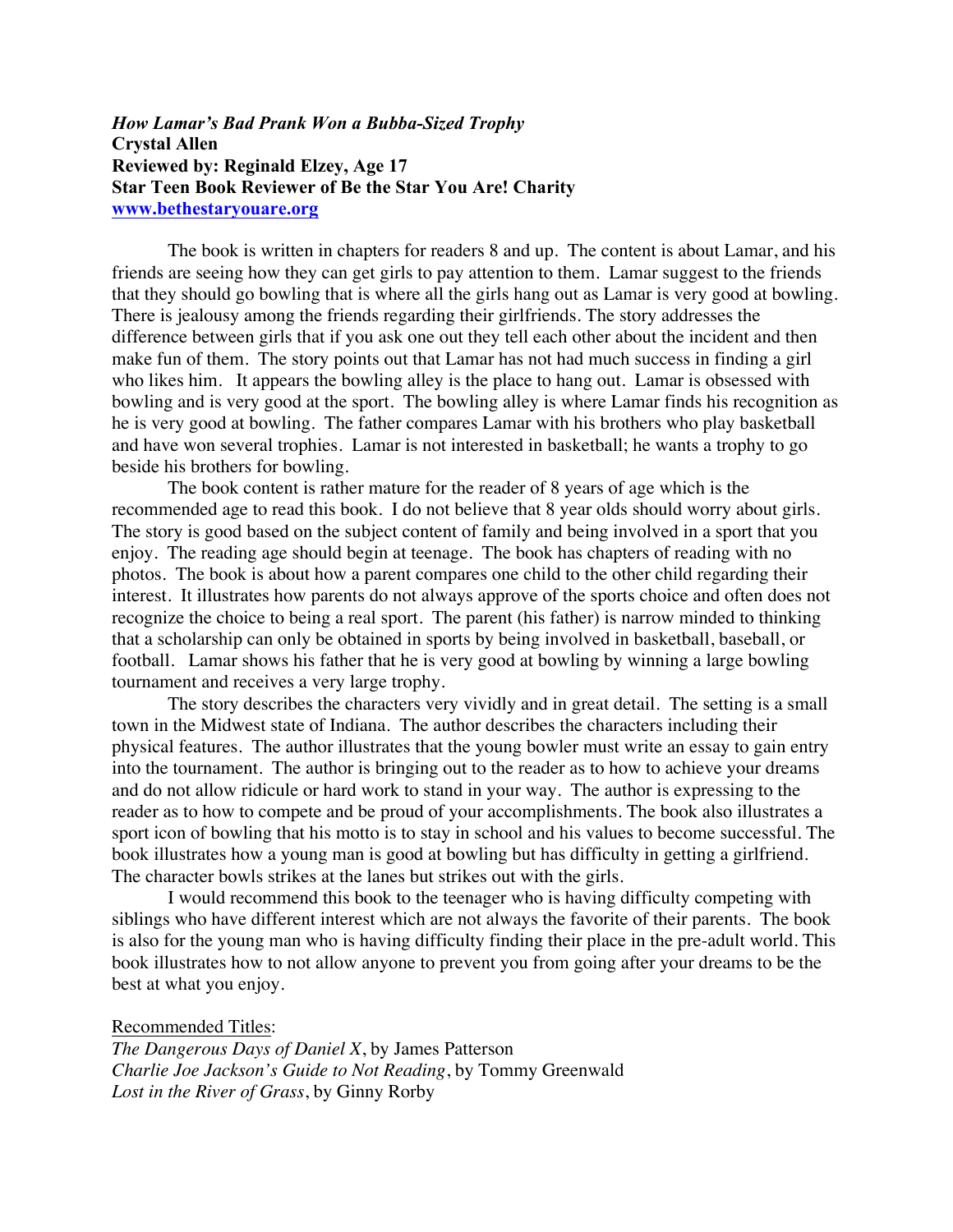***How Lamar's Bad Prank Won a Bubba-Sized Trophy***
**Crystal Allen**
**Reviewed by: Reginald Elzey, Age 17**
**Star Teen Book Reviewer of Be the Star You Are! Charity**
**[www.bethestaryouare.org](http://www.bethestaryouare.org)**

The book is written in chapters for readers 8 and up. The content is about Lamar, and his friends are seeing how they can get girls to pay attention to them. Lamar suggest to the friends that they should go bowling that is where all the girls hang out as Lamar is very good at bowling. There is jealousy among the friends regarding their girlfriends. The story addresses the difference between girls that if you ask one out they tell each other about the incident and then make fun of them. The story points out that Lamar has not had much success in finding a girl who likes him. It appears the bowling alley is the place to hang out. Lamar is obsessed with bowling and is very good at the sport. The bowling alley is where Lamar finds his recognition as he is very good at bowling. The father compares Lamar with his brothers who play basketball and have won several trophies. Lamar is not interested in basketball; he wants a trophy to go beside his brothers for bowling.

The book content is rather mature for the reader of 8 years of age which is the recommended age to read this book. I do not believe that 8 year olds should worry about girls. The story is good based on the subject content of family and being involved in a sport that you enjoy. The reading age should begin at teenage. The book has chapters of reading with no photos. The book is about how a parent compares one child to the other child regarding their interest. It illustrates how parents do not always approve of the sports choice and often does not recognize the choice to being a real sport. The parent (his father) is narrow minded to thinking that a scholarship can only be obtained in sports by being involved in basketball, baseball, or football. Lamar shows his father that he is very good at bowling by winning a large bowling tournament and receives a very large trophy.

The story describes the characters very vividly and in great detail. The setting is a small town in the Midwest state of Indiana. The author describes the characters including their physical features. The author illustrates that the young bowler must write an essay to gain entry into the tournament. The author is bringing out to the reader as to how to achieve your dreams and do not allow ridicule or hard work to stand in your way. The author is expressing to the reader as to how to compete and be proud of your accomplishments. The book also illustrates a sport icon of bowling that his motto is to stay in school and his values to become successful. The book illustrates how a young man is good at bowling but has difficulty in getting a girlfriend. The character bowls strikes at the lanes but strikes out with the girls.

I would recommend this book to the teenager who is having difficulty competing with siblings who have different interest which are not always the favorite of their parents. The book is also for the young man who is having difficulty finding their place in the pre-adult world. This book illustrates how to not allow anyone to prevent you from going after your dreams to be the best at what you enjoy.

Recommended Titles:
*The Dangerous Days of Daniel X*, by James Patterson
*Charlie Joe Jackson's Guide to Not Reading*, by Tommy Greenwald
*Lost in the River of Grass*, by Ginny Rorby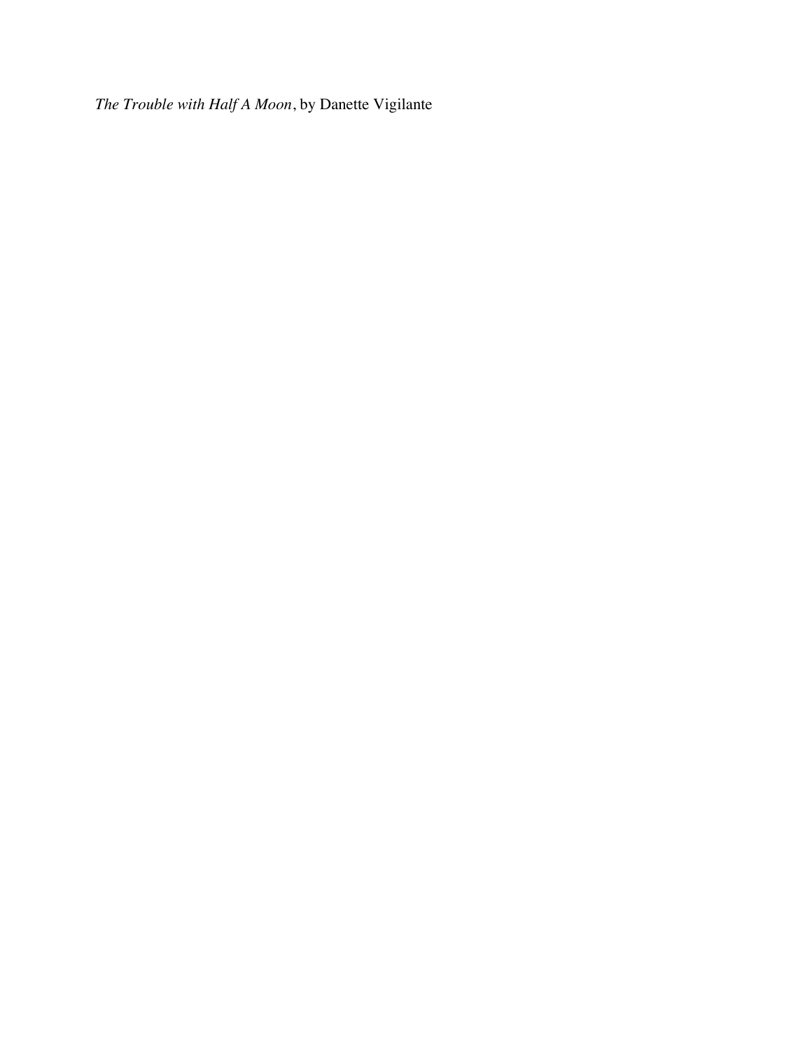*The Trouble with Half A Moon*, by Danette Vigilante